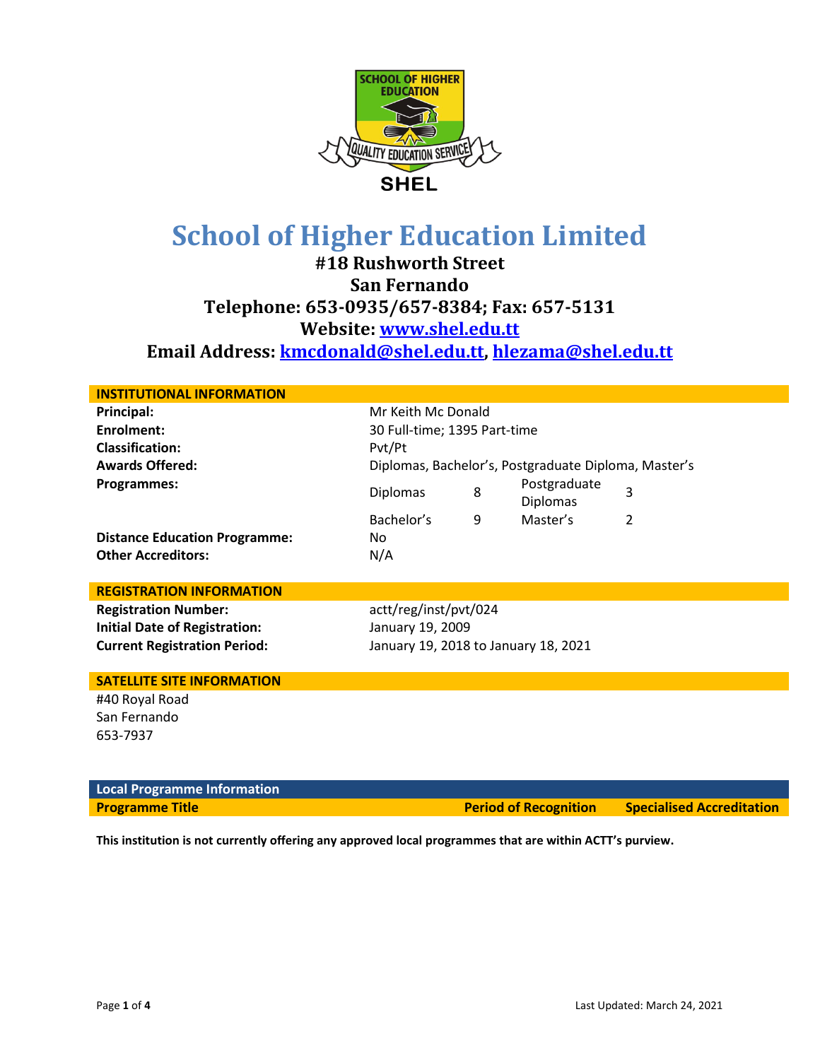# School of Higher Education Limited

**#18 Rushworth Street**
**San Fernando**
**Telephone: 653-0935/657-8384; Fax: 657-5131**
**Website: www.shel.edu.tt**
**Email Address: kmcdonald@shel.edu.tt, hlezama@shel.edu.tt**

## INSTITUTIONAL INFORMATION

| | | | | |
|---|---|---|---|---|
| **Principal:** | Mr Keith Mc Donald | | | |
| **Enrolment:** | 30 Full-time; 1395 Part-time | | | |
| **Classification:** | Pvt/Pt | | | |
| **Awards Offered:** | Diplomas, Bachelor's, Postgraduate Diploma, Master's | | | |
| **Programmes:** | Diplomas | 8 | Postgraduate Diplomas | 3 |
| | Bachelor's | 9 | Master's | 2 |
| **Distance Education Programme:** | No | | | |
| **Other Accreditors:** | N/A | | | |

## REGISTRATION INFORMATION

| | |
|---|---|
| **Registration Number:** | actt/reg/inst/pvt/024 |
| **Initial Date of Registration:** | January 19, 2009 |
| **Current Registration Period:** | January 19, 2018 to January 18, 2021 |

## SATELLITE SITE INFORMATION

#40 Royal Road
San Fernando
653-7937

## Local Programme Information

| Programme Title | Period of Recognition | Specialised Accreditation |
|---|---|---|

**This institution is not currently offering any approved local programmes that are within ACTT's purview.**

Last Updated: March 24, 2021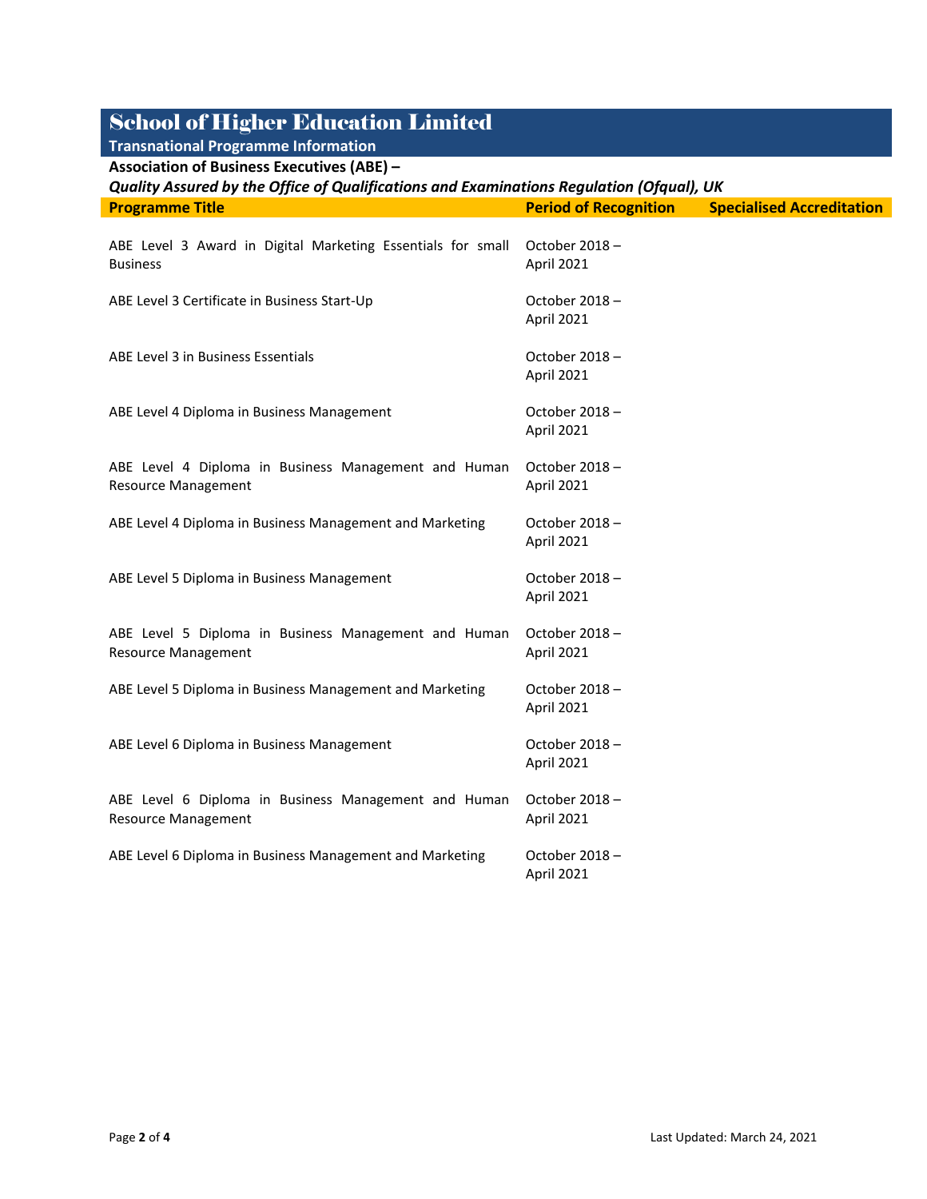# School of Higher Education Limited

**Transnational Programme Information**

**Association of Business Executives (ABE) –**

***Quality Assured by the Office of Qualifications and Examinations Regulation (Ofqual), UK***

| Programme Title | Period of Recognition | Specialised Accreditation |
|---|---|---|
| ABE Level 3 Award in Digital Marketing Essentials for small Business | October 2018 – April 2021 | |
| ABE Level 3 Certificate in Business Start-Up | October 2018 – April 2021 | |
| ABE Level 3 in Business Essentials | October 2018 – April 2021 | |
| ABE Level 4 Diploma in Business Management | October 2018 – April 2021 | |
| ABE Level 4 Diploma in Business Management and Human Resource Management | October 2018 – April 2021 | |
| ABE Level 4 Diploma in Business Management and Marketing | October 2018 – April 2021 | |
| ABE Level 5 Diploma in Business Management | October 2018 – April 2021 | |
| ABE Level 5 Diploma in Business Management and Human Resource Management | October 2018 – April 2021 | |
| ABE Level 5 Diploma in Business Management and Marketing | October 2018 – April 2021 | |
| ABE Level 6 Diploma in Business Management | October 2018 – April 2021 | |
| ABE Level 6 Diploma in Business Management and Human Resource Management | October 2018 – April 2021 | |
| ABE Level 6 Diploma in Business Management and Marketing | October 2018 – April 2021 | |

Last Updated: March 24, 2021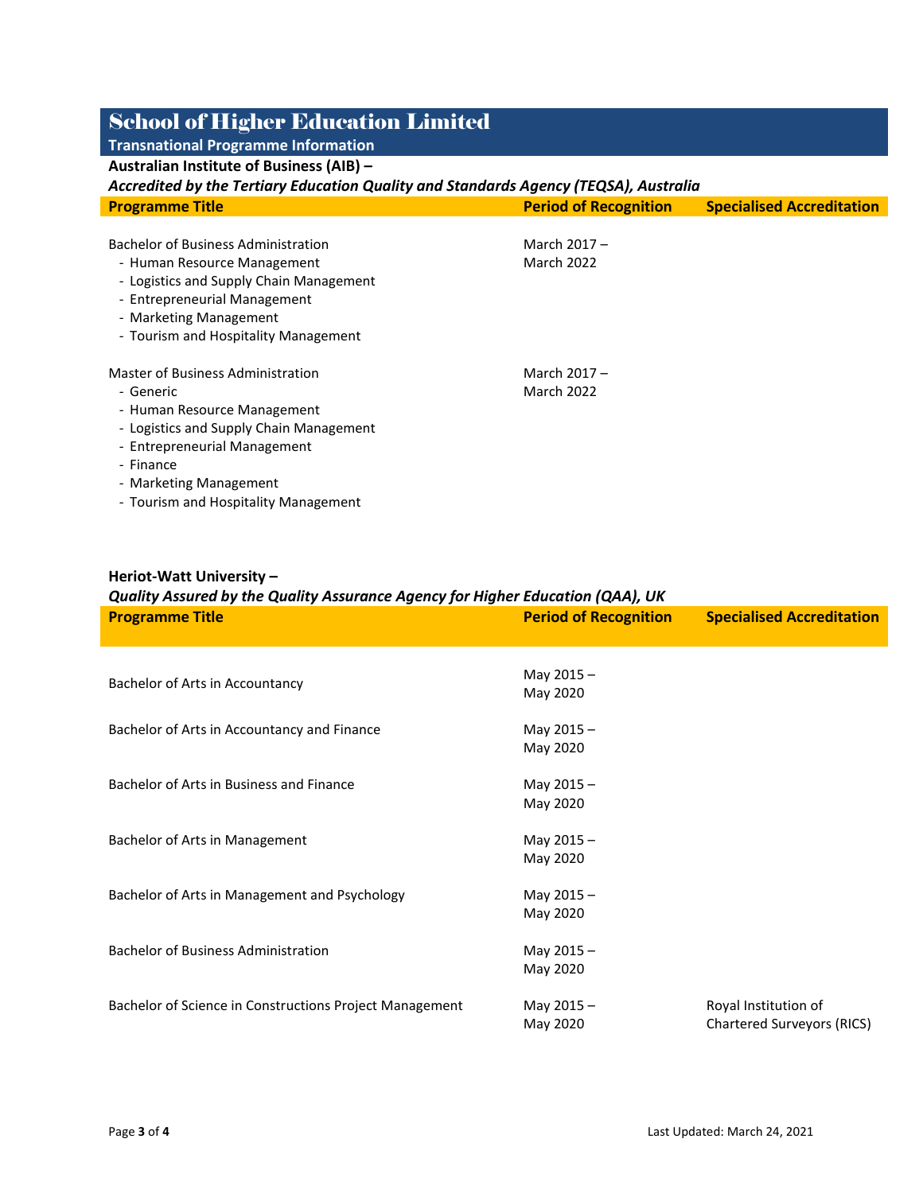# School of Higher Education Limited

## Transnational Programme Information

**Australian Institute of Business (AIB) –**
***Accredited by the Tertiary Education Quality and Standards Agency (TEQSA), Australia***

| Programme Title | Period of Recognition | Specialised Accreditation |
|---|---|---|
| Bachelor of Business Administration<br>- Human Resource Management<br>- Logistics and Supply Chain Management<br>- Entrepreneurial Management<br>- Marketing Management<br>- Tourism and Hospitality Management | March 2017 – March 2022 | |
| Master of Business Administration<br>- Generic<br>- Human Resource Management<br>- Logistics and Supply Chain Management<br>- Entrepreneurial Management<br>- Finance<br>- Marketing Management<br>- Tourism and Hospitality Management | March 2017 – March 2022 | |

**Heriot-Watt University –**
***Quality Assured by the Quality Assurance Agency for Higher Education (QAA), UK***

| Programme Title | Period of Recognition | Specialised Accreditation |
|---|---|---|
| Bachelor of Arts in Accountancy | May 2015 – May 2020 | |
| Bachelor of Arts in Accountancy and Finance | May 2015 – May 2020 | |
| Bachelor of Arts in Business and Finance | May 2015 – May 2020 | |
| Bachelor of Arts in Management | May 2015 – May 2020 | |
| Bachelor of Arts in Management and Psychology | May 2015 – May 2020 | |
| Bachelor of Business Administration | May 2015 – May 2020 | |
| Bachelor of Science in Constructions Project Management | May 2015 – May 2020 | Royal Institution of Chartered Surveyors (RICS) |

Last Updated: March 24, 2021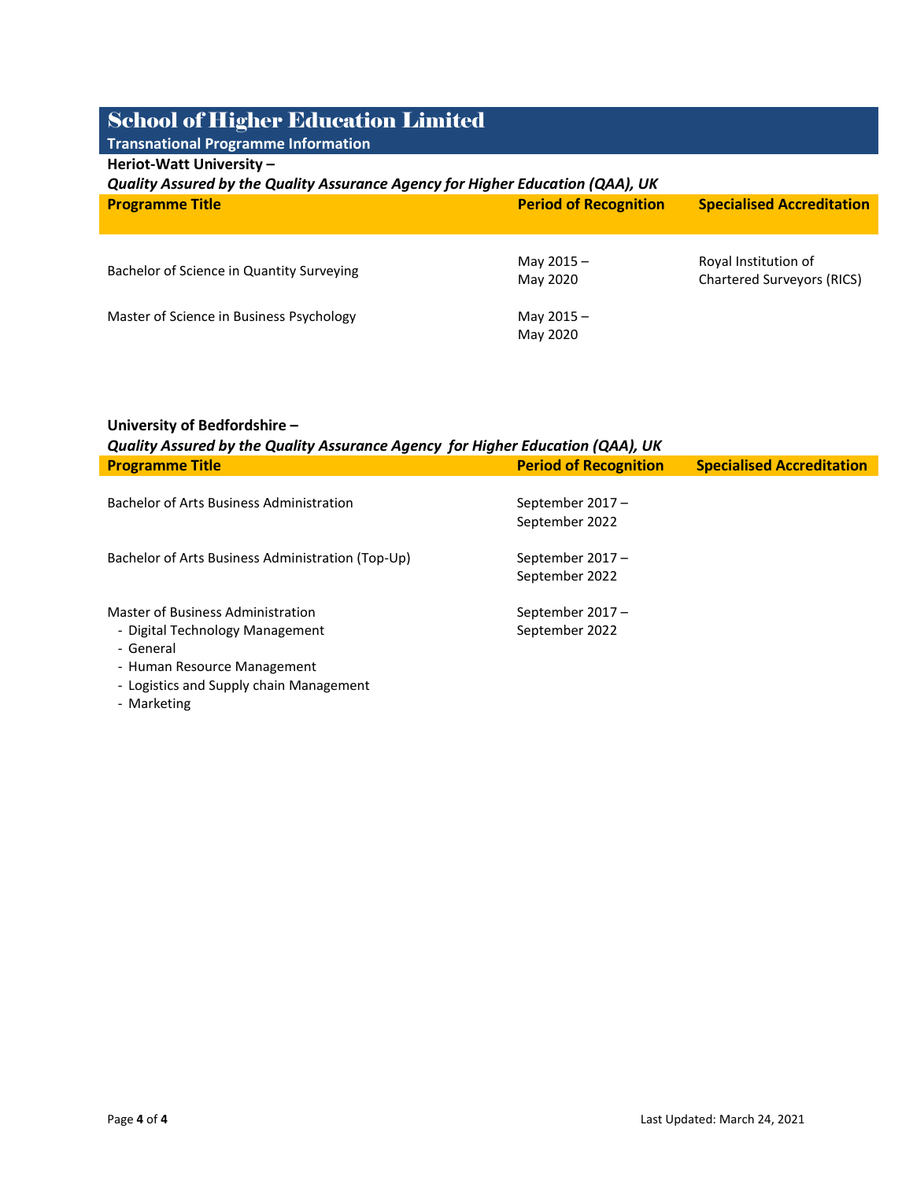# School of Higher Education Limited

**Transnational Programme Information**

**Heriot-Watt University –**

***Quality Assured by the Quality Assurance Agency for Higher Education (QAA), UK***

| Programme Title | Period of Recognition | Specialised Accreditation |
|---|---|---|
| Bachelor of Science in Quantity Surveying | May 2015 – May 2020 | Royal Institution of Chartered Surveyors (RICS) |
| Master of Science in Business Psychology | May 2015 – May 2020 | |

**University of Bedfordshire –**

***Quality Assured by the Quality Assurance Agency for Higher Education (QAA), UK***

| Programme Title | Period of Recognition | Specialised Accreditation |
|---|---|---|
| Bachelor of Arts Business Administration | September 2017 – September 2022 | |
| Bachelor of Arts Business Administration (Top-Up) | September 2017 – September 2022 | |
| Master of Business Administration<br>- Digital Technology Management<br>- General<br>- Human Resource Management<br>- Logistics and Supply chain Management<br>- Marketing | September 2017 – September 2022 | |

Last Updated: March 24, 2021